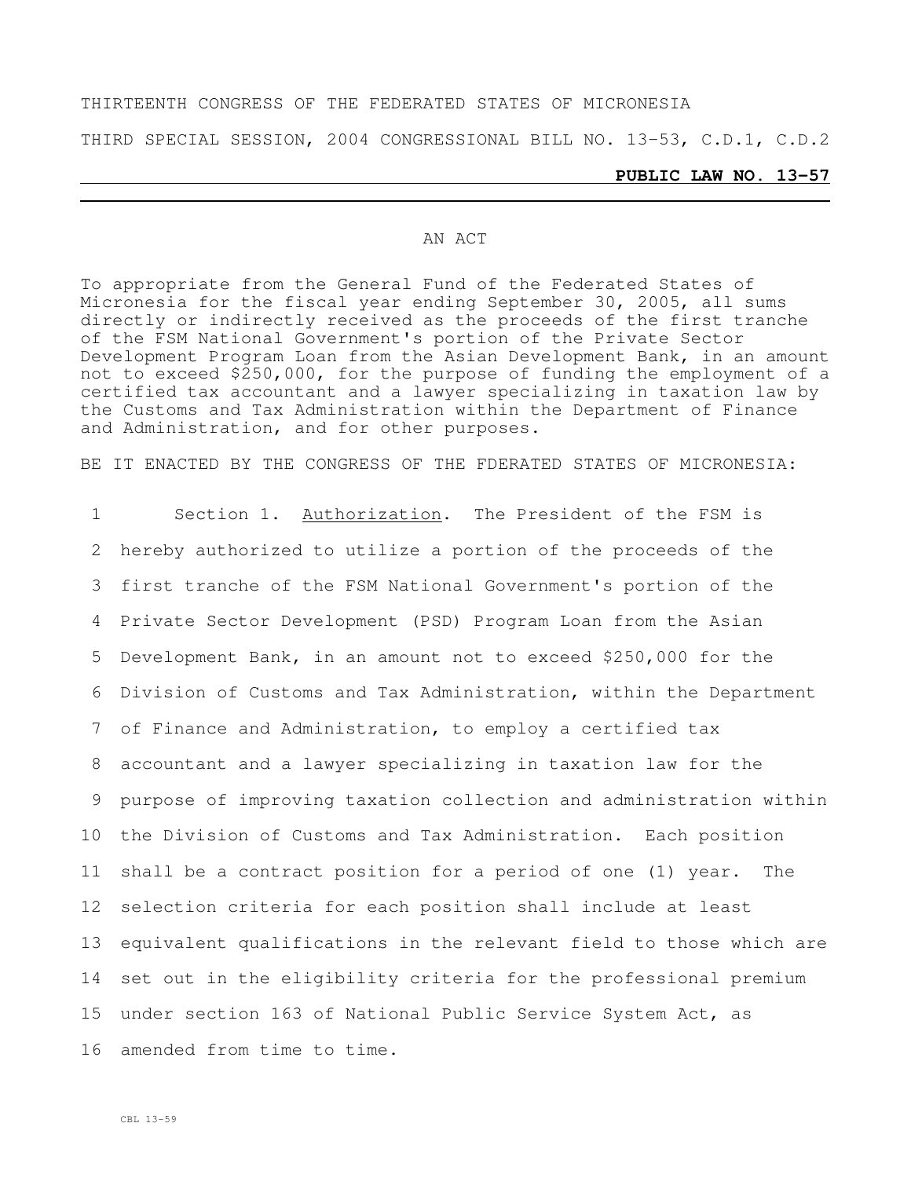THIRTEENTH CONGRESS OF THE FEDERATED STATES OF MICRONESIA

THIRD SPECIAL SESSION, 2004 CONGRESSIONAL BILL NO. 13-53, C.D.1, C.D.2

**PUBLIC LAW NO. 13-57**

---

AN ACT

To appropriate from the General Fund of the Federated States of Micronesia for the fiscal year ending September 30, 2005, all sums directly or indirectly received as the proceeds of the first tranche of the FSM National Government's portion of the Private Sector Development Program Loan from the Asian Development Bank, in an amount not to exceed $250,000, for the purpose of funding the employment of a certified tax accountant and a lawyer specializing in taxation law by the Customs and Tax Administration within the Department of Finance and Administration, and for other purposes.

BE IT ENACTED BY THE CONGRESS OF THE FDERATED STATES OF MICRONESIA:

Section 1. Authorization. The President of the FSM is hereby authorized to utilize a portion of the proceeds of the first tranche of the FSM National Government's portion of the Private Sector Development (PSD) Program Loan from the Asian Development Bank, in an amount not to exceed $250,000 for the Division of Customs and Tax Administration, within the Department of Finance and Administration, to employ a certified tax accountant and a lawyer specializing in taxation law for the purpose of improving taxation collection and administration within the Division of Customs and Tax Administration. Each position shall be a contract position for a period of one (1) year. The selection criteria for each position shall include at least equivalent qualifications in the relevant field to those which are set out in the eligibility criteria for the professional premium under section 163 of National Public Service System Act, as amended from time to time.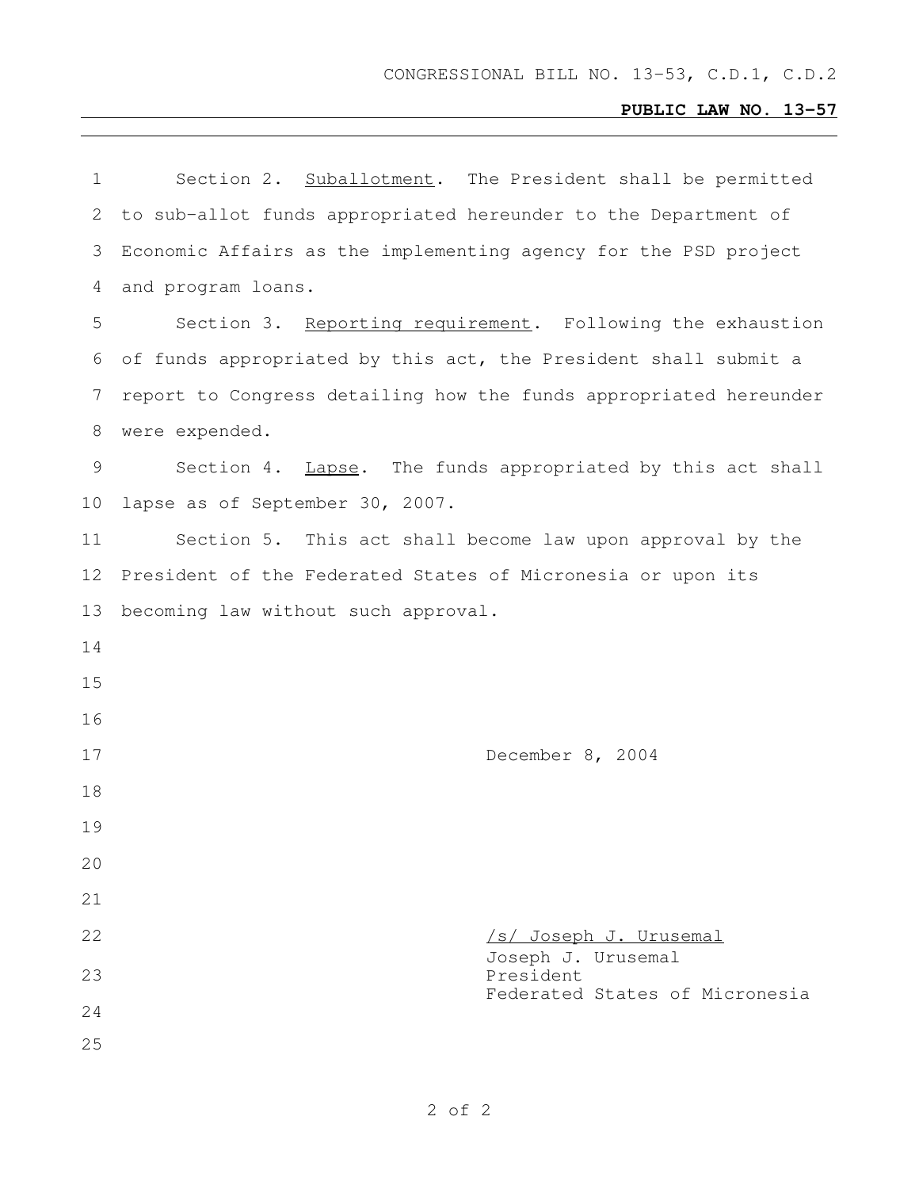Section 2. Suballotment. The President shall be permitted to sub-allot funds appropriated hereunder to the Department of Economic Affairs as the implementing agency for the PSD project and program loans.

Section 3. Reporting requirement. Following the exhaustion of funds appropriated by this act, the President shall submit a report to Congress detailing how the funds appropriated hereunder were expended.

Section 4. Lapse. The funds appropriated by this act shall lapse as of September 30, 2007.

Section 5. This act shall become law upon approval by the President of the Federated States of Micronesia or upon its becoming law without such approval.

December 8, 2004

/s/ Joseph J. Urusemal
Joseph J. Urusemal
President
Federated States of Micronesia